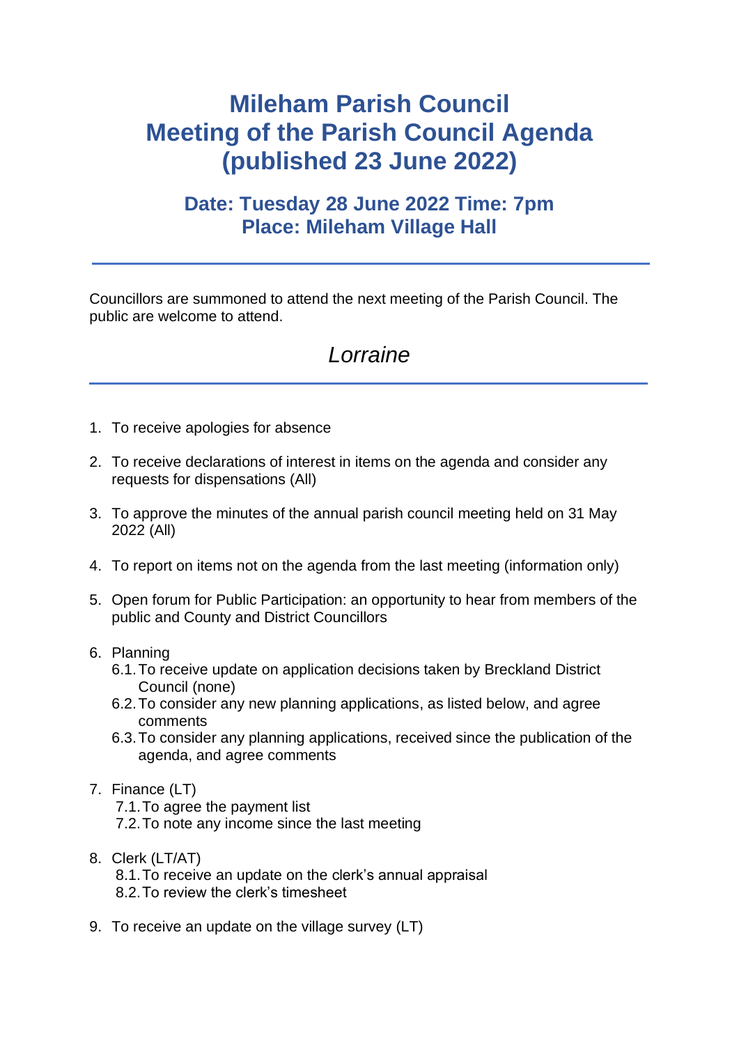# Mileham Parish Council
# Meeting of the Parish Council Agenda (published 23 June 2022)

## Date: Tuesday 28 June 2022 Time: 7pm
## Place: Mileham Village Hall

---

Councillors are summoned to attend the next meeting of the Parish Council. The public are welcome to attend.

*Lorraine*

---

1. To receive apologies for absence
2. To receive declarations of interest in items on the agenda and consider any requests for dispensations (All)
3. To approve the minutes of the annual parish council meeting held on 31 May 2022 (All)
4. To report on items not on the agenda from the last meeting (information only)
5. Open forum for Public Participation: an opportunity to hear from members of the public and County and District Councillors
6. Planning
   - 6.1. To receive update on application decisions taken by Breckland District Council (none)
   - 6.2. To consider any new planning applications, as listed below, and agree comments
   - 6.3. To consider any planning applications, received since the publication of the agenda, and agree comments
7. Finance (LT)
   - 7.1. To agree the payment list
   - 7.2. To note any income since the last meeting
8. Clerk (LT/AT)
   - 8.1. To receive an update on the clerk's annual appraisal
   - 8.2. To review the clerk's timesheet
9. To receive an update on the village survey (LT)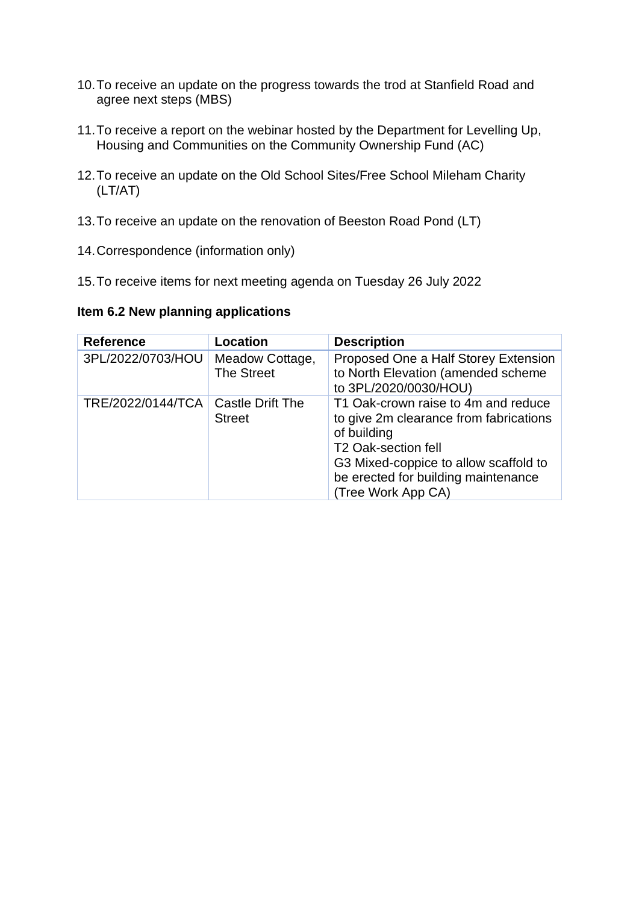10. To receive an update on the progress towards the trod at Stanfield Road and agree next steps (MBS)

11. To receive a report on the webinar hosted by the Department for Levelling Up, Housing and Communities on the Community Ownership Fund (AC)

12. To receive an update on the Old School Sites/Free School Mileham Charity (LT/AT)

13. To receive an update on the renovation of Beeston Road Pond (LT)

14. Correspondence (information only)

15. To receive items for next meeting agenda on Tuesday 26 July 2022

**Item 6.2 New planning applications**

| Reference | Location | Description |
|---|---|---|
| 3PL/2022/0703/HOU | Meadow Cottage, The Street | Proposed One a Half Storey Extension to North Elevation (amended scheme to 3PL/2020/0030/HOU) |
| TRE/2022/0144/TCA | Castle Drift The Street | T1 Oak-crown raise to 4m and reduce to give 2m clearance from fabrications of building<br>T2 Oak-section fell<br>G3 Mixed-coppice to allow scaffold to be erected for building maintenance (Tree Work App CA) |